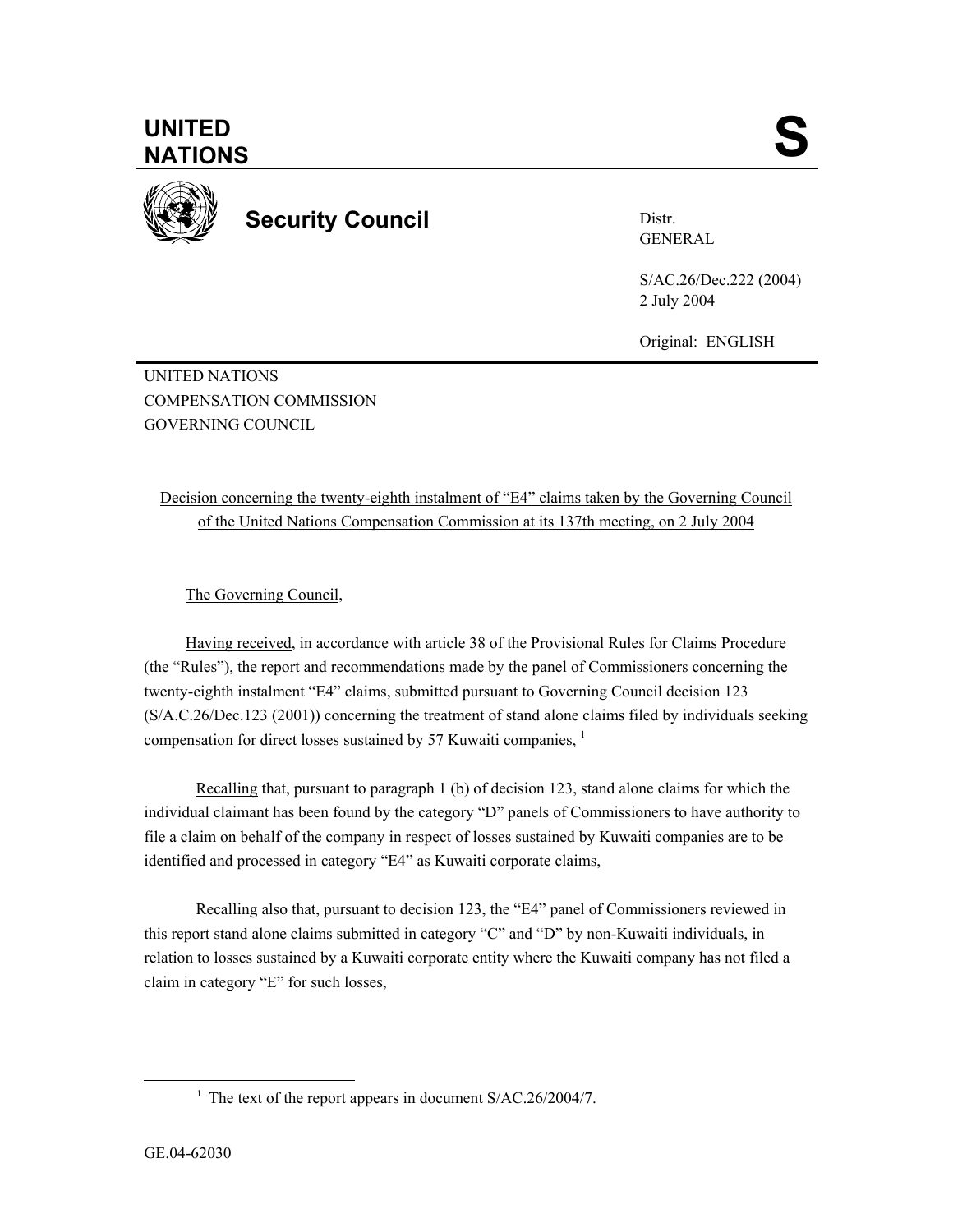**UNITED NATIONS** **S**

**Security Council**

Distr.
GENERAL

S/AC.26/Dec.222 (2004)
2 July 2004

Original: ENGLISH

UNITED NATIONS
COMPENSATION COMMISSION
GOVERNING COUNCIL

Decision concerning the twenty-eighth instalment of "E4" claims taken by the Governing Council of the United Nations Compensation Commission at its 137th meeting, on 2 July 2004

The Governing Council,

Having received, in accordance with article 38 of the Provisional Rules for Claims Procedure (the "Rules"), the report and recommendations made by the panel of Commissioners concerning the twenty-eighth instalment "E4" claims, submitted pursuant to Governing Council decision 123 (S/A.C.26/Dec.123 (2001)) concerning the treatment of stand alone claims filed by individuals seeking compensation for direct losses sustained by 57 Kuwaiti companies, [1]

Recalling that, pursuant to paragraph 1 (b) of decision 123, stand alone claims for which the individual claimant has been found by the category "D" panels of Commissioners to have authority to file a claim on behalf of the company in respect of losses sustained by Kuwaiti companies are to be identified and processed in category "E4" as Kuwaiti corporate claims,

Recalling also that, pursuant to decision 123, the "E4" panel of Commissioners reviewed in this report stand alone claims submitted in category "C" and "D" by non-Kuwaiti individuals, in relation to losses sustained by a Kuwaiti corporate entity where the Kuwaiti company has not filed a claim in category "E" for such losses,

[1] The text of the report appears in document S/AC.26/2004/7.

GE.04-62030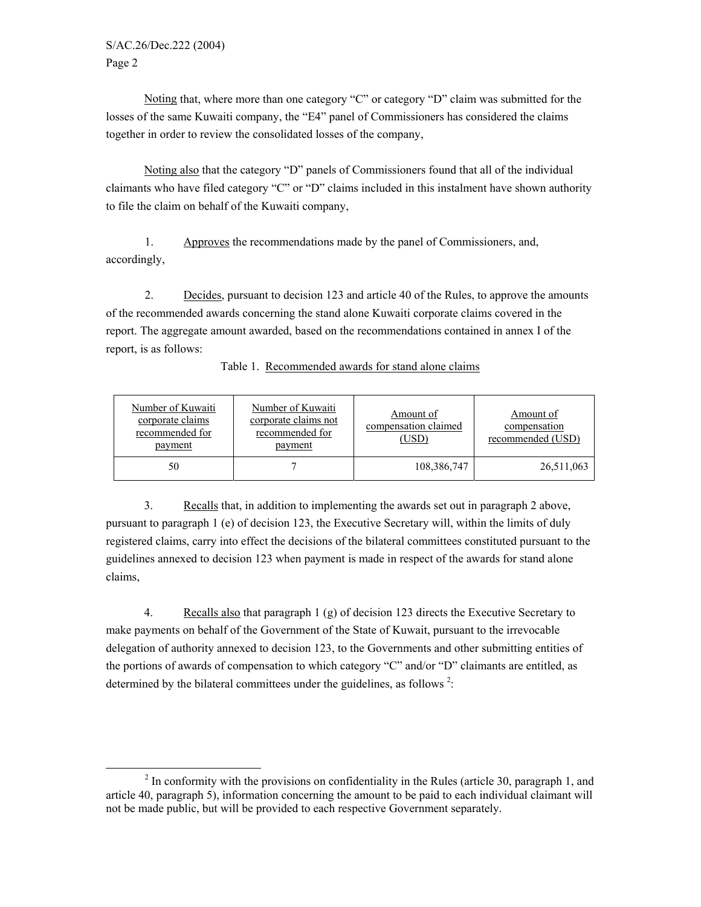Noting that, where more than one category "C" or category "D" claim was submitted for the losses of the same Kuwaiti company, the "E4" panel of Commissioners has considered the claims together in order to review the consolidated losses of the company,

Noting also that the category "D" panels of Commissioners found that all of the individual claimants who have filed category "C" or "D" claims included in this instalment have shown authority to file the claim on behalf of the Kuwaiti company,

1. Approves the recommendations made by the panel of Commissioners, and, accordingly,

2. Decides, pursuant to decision 123 and article 40 of the Rules, to approve the amounts of the recommended awards concerning the stand alone Kuwaiti corporate claims covered in the report. The aggregate amount awarded, based on the recommendations contained in annex I of the report, is as follows:

Table 1. Recommended awards for stand alone claims

| Number of Kuwaiti corporate claims recommended for payment | Number of Kuwaiti corporate claims not recommended for payment | Amount of compensation claimed (USD) | Amount of compensation recommended (USD) |
|---|---|---|---|
| 50 | 7 | 108,386,747 | 26,511,063 |

3. Recalls that, in addition to implementing the awards set out in paragraph 2 above, pursuant to paragraph 1 (e) of decision 123, the Executive Secretary will, within the limits of duly registered claims, carry into effect the decisions of the bilateral committees constituted pursuant to the guidelines annexed to decision 123 when payment is made in respect of the awards for stand alone claims,

4. Recalls also that paragraph 1 (g) of decision 123 directs the Executive Secretary to make payments on behalf of the Government of the State of Kuwait, pursuant to the irrevocable delegation of authority annexed to decision 123, to the Governments and other submitting entities of the portions of awards of compensation to which category "C" and/or "D" claimants are entitled, as determined by the bilateral committees under the guidelines, as follows [2]:

[2] In conformity with the provisions on confidentiality in the Rules (article 30, paragraph 1, and article 40, paragraph 5), information concerning the amount to be paid to each individual claimant will not be made public, but will be provided to each respective Government separately.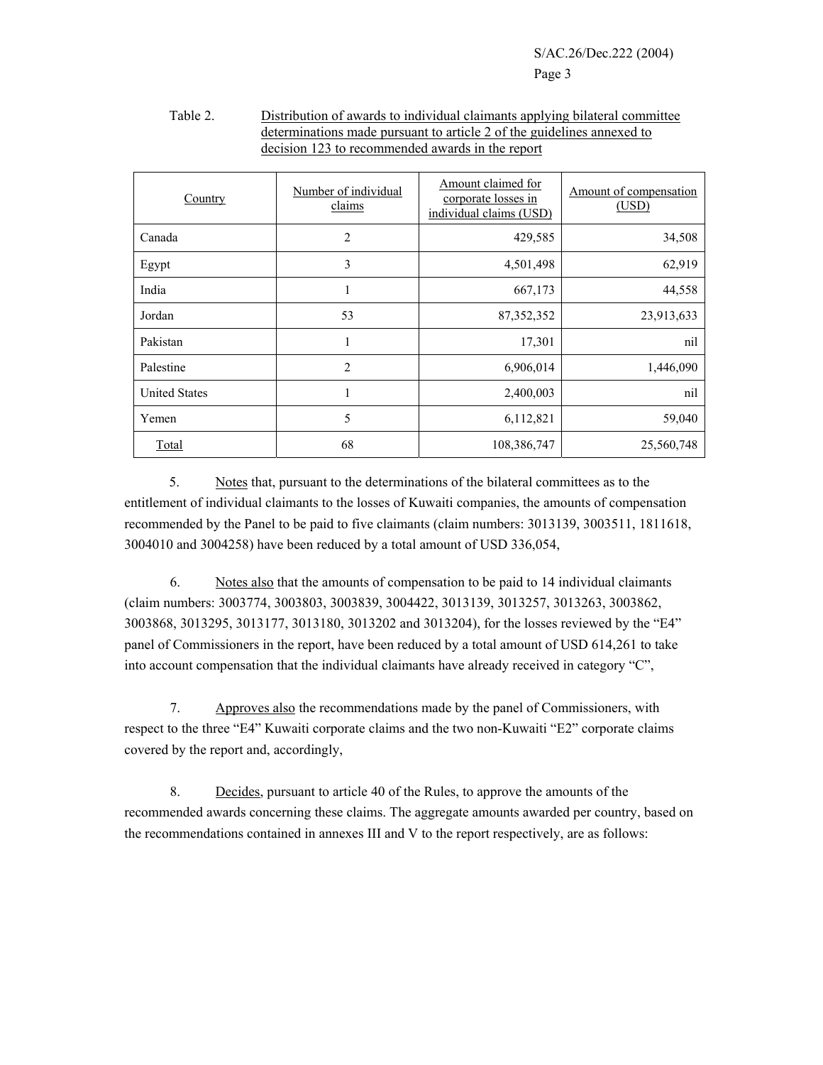Table 2. Distribution of awards to individual claimants applying bilateral committee determinations made pursuant to article 2 of the guidelines annexed to decision 123 to recommended awards in the report

| Country | Number of individual claims | Amount claimed for corporate losses in individual claims (USD) | Amount of compensation (USD) |
|---|---|---|---|
| Canada | 2 | 429,585 | 34,508 |
| Egypt | 3 | 4,501,498 | 62,919 |
| India | 1 | 667,173 | 44,558 |
| Jordan | 53 | 87,352,352 | 23,913,633 |
| Pakistan | 1 | 17,301 | nil |
| Palestine | 2 | 6,906,014 | 1,446,090 |
| United States | 1 | 2,400,003 | nil |
| Yemen | 5 | 6,112,821 | 59,040 |
| Total | 68 | 108,386,747 | 25,560,748 |

5. Notes that, pursuant to the determinations of the bilateral committees as to the entitlement of individual claimants to the losses of Kuwaiti companies, the amounts of compensation recommended by the Panel to be paid to five claimants (claim numbers: 3013139, 3003511, 1811618, 3004010 and 3004258) have been reduced by a total amount of USD 336,054,

6. Notes also that the amounts of compensation to be paid to 14 individual claimants (claim numbers: 3003774, 3003803, 3003839, 3004422, 3013139, 3013257, 3013263, 3003862, 3003868, 3013295, 3013177, 3013180, 3013202 and 3013204), for the losses reviewed by the "E4" panel of Commissioners in the report, have been reduced by a total amount of USD 614,261 to take into account compensation that the individual claimants have already received in category "C",

7. Approves also the recommendations made by the panel of Commissioners, with respect to the three "E4" Kuwaiti corporate claims and the two non-Kuwaiti "E2" corporate claims covered by the report and, accordingly,

8. Decides, pursuant to article 40 of the Rules, to approve the amounts of the recommended awards concerning these claims. The aggregate amounts awarded per country, based on the recommendations contained in annexes III and V to the report respectively, are as follows: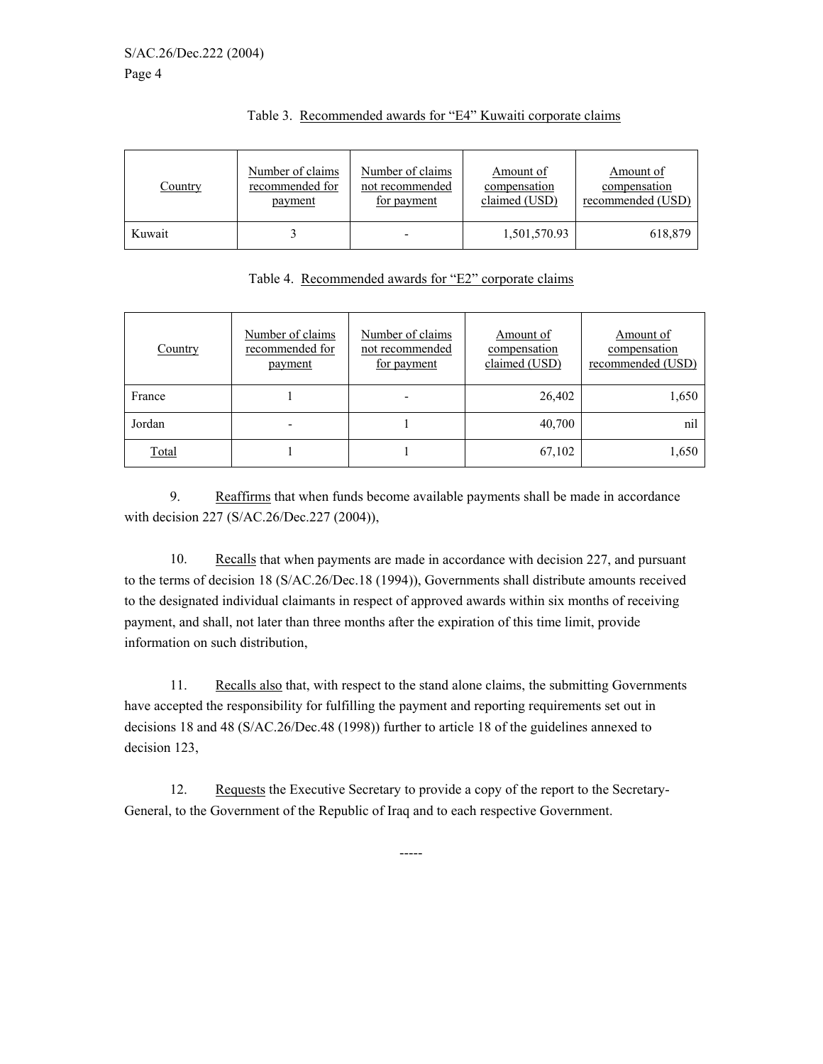Table 3. Recommended awards for "E4" Kuwaiti corporate claims

| Country | Number of claims recommended for payment | Number of claims not recommended for payment | Amount of compensation claimed (USD) | Amount of compensation recommended (USD) |
|---|---|---|---|---|
| Kuwait | 3 | - | 1,501,570.93 | 618,879 |

Table 4. Recommended awards for "E2" corporate claims

| Country | Number of claims recommended for payment | Number of claims not recommended for payment | Amount of compensation claimed (USD) | Amount of compensation recommended (USD) |
|---|---|---|---|---|
| France | 1 | - | 26,402 | 1,650 |
| Jordan | - | 1 | 40,700 | nil |
| Total | 1 | 1 | 67,102 | 1,650 |

9. Reaffirms that when funds become available payments shall be made in accordance with decision 227 (S/AC.26/Dec.227 (2004)),

10. Recalls that when payments are made in accordance with decision 227, and pursuant to the terms of decision 18 (S/AC.26/Dec.18 (1994)), Governments shall distribute amounts received to the designated individual claimants in respect of approved awards within six months of receiving payment, and shall, not later than three months after the expiration of this time limit, provide information on such distribution,

11. Recalls also that, with respect to the stand alone claims, the submitting Governments have accepted the responsibility for fulfilling the payment and reporting requirements set out in decisions 18 and 48 (S/AC.26/Dec.48 (1998)) further to article 18 of the guidelines annexed to decision 123,

12. Requests the Executive Secretary to provide a copy of the report to the Secretary-General, to the Government of the Republic of Iraq and to each respective Government.

-----